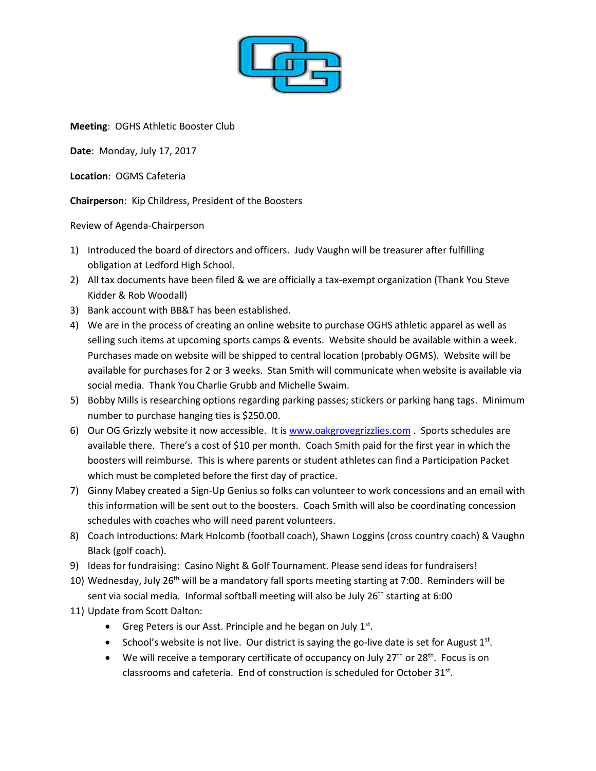**Meeting**: OGHS Athletic Booster Club

**Date**: Monday, July 17, 2017

**Location**: OGMS Cafeteria

**Chairperson**: Kip Childress, President of the Boosters

Review of Agenda-Chairperson

1) Introduced the board of directors and officers. Judy Vaughn will be treasurer after fulfilling obligation at Ledford High School.
2) All tax documents have been filed & we are officially a tax-exempt organization (Thank You Steve Kidder & Rob Woodall)
3) Bank account with BB&T has been established.
4) We are in the process of creating an online website to purchase OGHS athletic apparel as well as selling such items at upcoming sports camps & events. Website should be available within a week. Purchases made on website will be shipped to central location (probably OGMS). Website will be available for purchases for 2 or 3 weeks. Stan Smith will communicate when website is available via social media. Thank You Charlie Grubb and Michelle Swaim.
5) Bobby Mills is researching options regarding parking passes; stickers or parking hang tags. Minimum number to purchase hanging ties is $250.00.
6) Our OG Grizzly website it now accessible. It is www.oakgrovegrizzlies.com . Sports schedules are available there. There's a cost of $10 per month. Coach Smith paid for the first year in which the boosters will reimburse. This is where parents or student athletes can find a Participation Packet which must be completed before the first day of practice.
7) Ginny Mabey created a Sign-Up Genius so folks can volunteer to work concessions and an email with this information will be sent out to the boosters. Coach Smith will also be coordinating concession schedules with coaches who will need parent volunteers.
8) Coach Introductions: Mark Holcomb (football coach), Shawn Loggins (cross country coach) & Vaughn Black (golf coach).
9) Ideas for fundraising: Casino Night & Golf Tournament. Please send ideas for fundraisers!
10) Wednesday, July 26th will be a mandatory fall sports meeting starting at 7:00. Reminders will be sent via social media. Informal softball meeting will also be July 26th starting at 6:00
11) Update from Scott Dalton:
    - Greg Peters is our Asst. Principle and he began on July 1st.
    - School's website is not live. Our district is saying the go-live date is set for August 1st.
    - We will receive a temporary certificate of occupancy on July 27th or 28th. Focus is on classrooms and cafeteria. End of construction is scheduled for October 31st.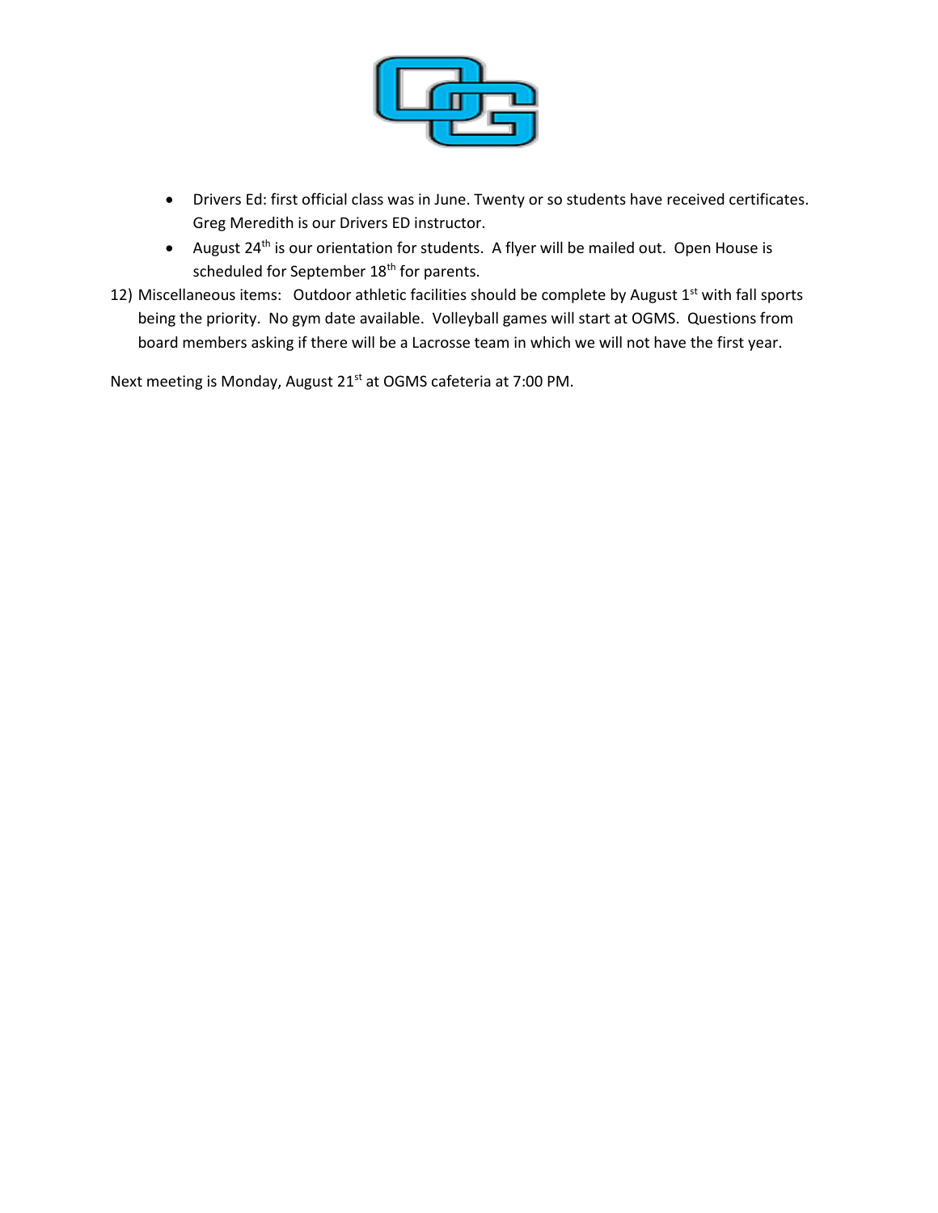- Drivers Ed: first official class was in June. Twenty or so students have received certificates. Greg Meredith is our Drivers ED instructor.
- August 24th is our orientation for students. A flyer will be mailed out. Open House is scheduled for September 18th for parents.

12) Miscellaneous items: Outdoor athletic facilities should be complete by August 1st with fall sports being the priority. No gym date available. Volleyball games will start at OGMS. Questions from board members asking if there will be a Lacrosse team in which we will not have the first year.

Next meeting is Monday, August 21st at OGMS cafeteria at 7:00 PM.